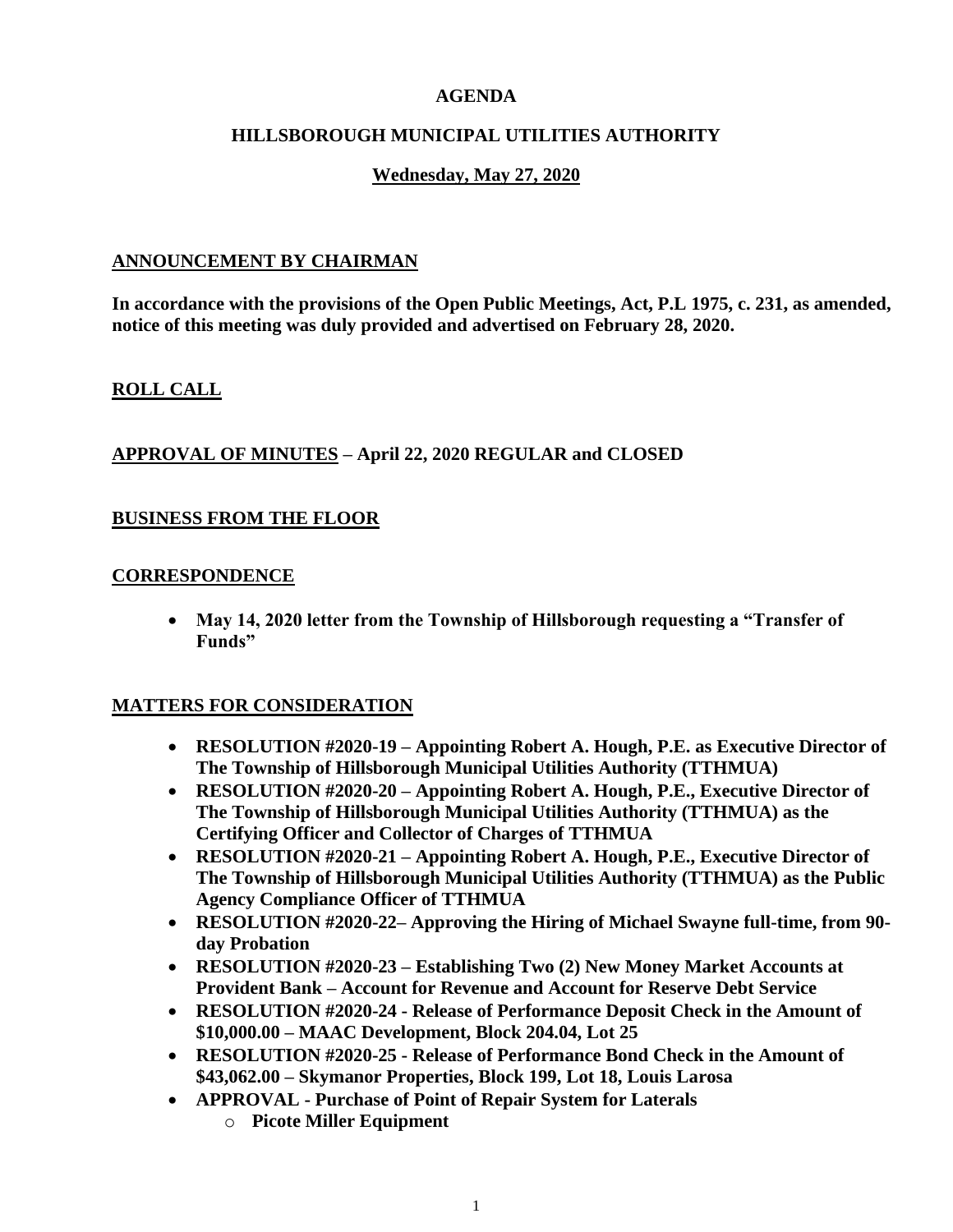# AGENDA

## HILLSBOROUGH MUNICIPAL UTILITIES AUTHORITY

### Wednesday, May 27, 2020

**ANNOUNCEMENT BY CHAIRMAN**

**In accordance with the provisions of the Open Public Meetings, Act, P.L 1975, c. 231, as amended, notice of this meeting was duly provided and advertised on February 28, 2020.**

**ROLL CALL**

**APPROVAL OF MINUTES – April 22, 2020 REGULAR and CLOSED**

**BUSINESS FROM THE FLOOR**

**CORRESPONDENCE**

- **May 14, 2020 letter from the Township of Hillsborough requesting a "Transfer of Funds"**

**MATTERS FOR CONSIDERATION**

- **RESOLUTION #2020-19 – Appointing Robert A. Hough, P.E. as Executive Director of The Township of Hillsborough Municipal Utilities Authority (TTHMUA)**
- **RESOLUTION #2020-20 – Appointing Robert A. Hough, P.E., Executive Director of The Township of Hillsborough Municipal Utilities Authority (TTHMUA) as the Certifying Officer and Collector of Charges of TTHMUA**
- **RESOLUTION #2020-21 – Appointing Robert A. Hough, P.E., Executive Director of The Township of Hillsborough Municipal Utilities Authority (TTHMUA) as the Public Agency Compliance Officer of TTHMUA**
- **RESOLUTION #2020-22– Approving the Hiring of Michael Swayne full-time, from 90-day Probation**
- **RESOLUTION #2020-23 – Establishing Two (2) New Money Market Accounts at Provident Bank – Account for Revenue and Account for Reserve Debt Service**
- **RESOLUTION #2020-24 - Release of Performance Deposit Check in the Amount of $10,000.00 – MAAC Development, Block 204.04, Lot 25**
- **RESOLUTION #2020-25 - Release of Performance Bond Check in the Amount of $43,062.00 – Skymanor Properties, Block 199, Lot 18, Louis Larosa**
- **APPROVAL - Purchase of Point of Repair System for Laterals**
  - **Picote Miller Equipment**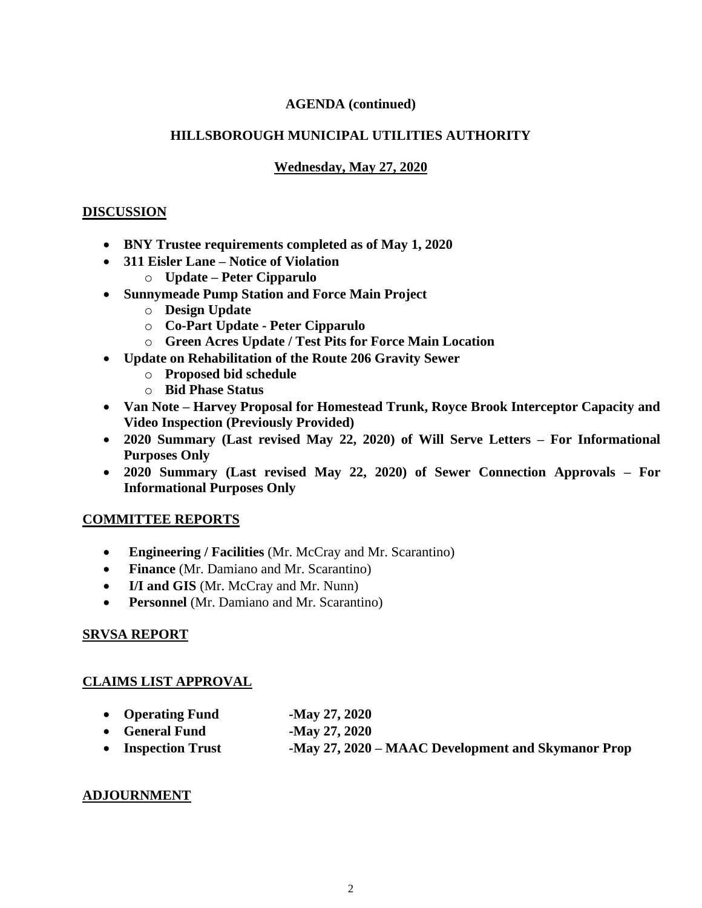**AGENDA (continued)**

**HILLSBOROUGH MUNICIPAL UTILITIES AUTHORITY**

**Wednesday, May 27, 2020**

## DISCUSSION

- **BNY Trustee requirements completed as of May 1, 2020**
- **311 Eisler Lane – Notice of Violation**
  - **Update – Peter Cipparulo**
- **Sunnymeade Pump Station and Force Main Project**
  - **Design Update**
  - **Co-Part Update - Peter Cipparulo**
  - **Green Acres Update / Test Pits for Force Main Location**
- **Update on Rehabilitation of the Route 206 Gravity Sewer**
  - **Proposed bid schedule**
  - **Bid Phase Status**
- **Van Note – Harvey Proposal for Homestead Trunk, Royce Brook Interceptor Capacity and Video Inspection (Previously Provided)**
- **2020 Summary (Last revised May 22, 2020) of Will Serve Letters – For Informational Purposes Only**
- **2020 Summary (Last revised May 22, 2020) of Sewer Connection Approvals – For Informational Purposes Only**

## COMMITTEE REPORTS

- **Engineering / Facilities** (Mr. McCray and Mr. Scarantino)
- **Finance** (Mr. Damiano and Mr. Scarantino)
- **I/I and GIS** (Mr. McCray and Mr. Nunn)
- **Personnel** (Mr. Damiano and Mr. Scarantino)

## SRVSA REPORT

## CLAIMS LIST APPROVAL

- **Operating Fund** **-May 27, 2020**
- **General Fund** **-May 27, 2020**
- **Inspection Trust** **-May 27, 2020 – MAAC Development and Skymanor Prop**

## ADJOURNMENT